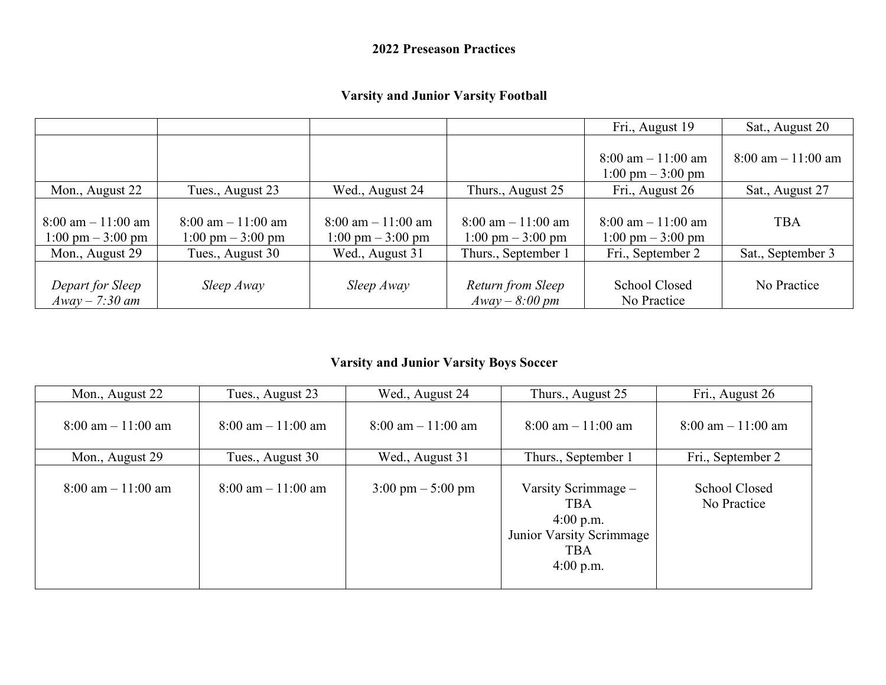**2022 Preseason Practices**

**Varsity and Junior Varsity Football**

| | | | | Fri., August 19 | Sat., August 20 |
|---|---|---|---|---|---|
| | | | | 8:00 am – 11:00 am<br>1:00 pm – 3:00 pm | 8:00 am – 11:00 am |
| Mon., August 22 | Tues., August 23 | Wed., August 24 | Thurs., August 25 | Fri., August 26 | Sat., August 27 |
| 8:00 am – 11:00 am<br>1:00 pm – 3:00 pm | 8:00 am – 11:00 am<br>1:00 pm – 3:00 pm | 8:00 am – 11:00 am<br>1:00 pm – 3:00 pm | 8:00 am – 11:00 am<br>1:00 pm – 3:00 pm | 8:00 am – 11:00 am<br>1:00 pm – 3:00 pm | TBA |
| Mon., August 29 | Tues., August 30 | Wed., August 31 | Thurs., September 1 | Fri., September 2 | Sat., September 3 |
| *Depart for Sleep Away – 7:30 am* | *Sleep Away* | *Sleep Away* | *Return from Sleep Away – 8:00 pm* | School Closed<br>No Practice | No Practice |

**Varsity and Junior Varsity Boys Soccer**

| Mon., August 22 | Tues., August 23 | Wed., August 24 | Thurs., August 25 | Fri., August 26 |
|---|---|---|---|---|
| 8:00 am – 11:00 am | 8:00 am – 11:00 am | 8:00 am – 11:00 am | 8:00 am – 11:00 am | 8:00 am – 11:00 am |
| Mon., August 29 | Tues., August 30 | Wed., August 31 | Thurs., September 1 | Fri., September 2 |
| 8:00 am – 11:00 am | 8:00 am – 11:00 am | 3:00 pm – 5:00 pm | Varsity Scrimmage – TBA<br>4:00 p.m.<br>Junior Varsity Scrimmage TBA<br>4:00 p.m. | School Closed<br>No Practice |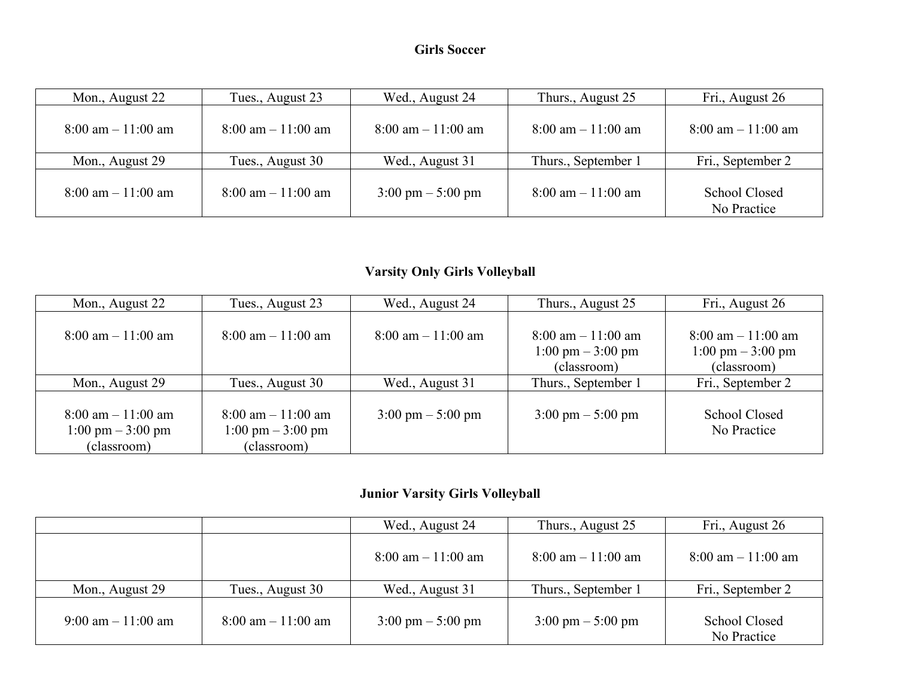## Girls Soccer

| Mon., August 22 | Tues., August 23 | Wed., August 24 | Thurs., August 25 | Fri., August 26 |
|---|---|---|---|---|
| 8:00 am – 11:00 am | 8:00 am – 11:00 am | 8:00 am – 11:00 am | 8:00 am – 11:00 am | 8:00 am – 11:00 am |
| Mon., August 29 | Tues., August 30 | Wed., August 31 | Thurs., September 1 | Fri., September 2 |
| 8:00 am – 11:00 am | 8:00 am – 11:00 am | 3:00 pm – 5:00 pm | 8:00 am – 11:00 am | School Closed<br>No Practice |

## Varsity Only Girls Volleyball

| Mon., August 22 | Tues., August 23 | Wed., August 24 | Thurs., August 25 | Fri., August 26 |
|---|---|---|---|---|
| 8:00 am – 11:00 am | 8:00 am – 11:00 am | 8:00 am – 11:00 am | 8:00 am – 11:00 am<br>1:00 pm – 3:00 pm<br>(classroom) | 8:00 am – 11:00 am<br>1:00 pm – 3:00 pm<br>(classroom) |
| Mon., August 29 | Tues., August 30 | Wed., August 31 | Thurs., September 1 | Fri., September 2 |
| 8:00 am – 11:00 am<br>1:00 pm – 3:00 pm<br>(classroom) | 8:00 am – 11:00 am<br>1:00 pm – 3:00 pm<br>(classroom) | 3:00 pm – 5:00 pm | 3:00 pm – 5:00 pm | School Closed<br>No Practice |

## Junior Varsity Girls Volleyball

| | | Wed., August 24 | Thurs., August 25 | Fri., August 26 |
|---|---|---|---|---|
| | | 8:00 am – 11:00 am | 8:00 am – 11:00 am | 8:00 am – 11:00 am |
| Mon., August 29 | Tues., August 30 | Wed., August 31 | Thurs., September 1 | Fri., September 2 |
| 9:00 am – 11:00 am | 8:00 am – 11:00 am | 3:00 pm – 5:00 pm | 3:00 pm – 5:00 pm | School Closed<br>No Practice |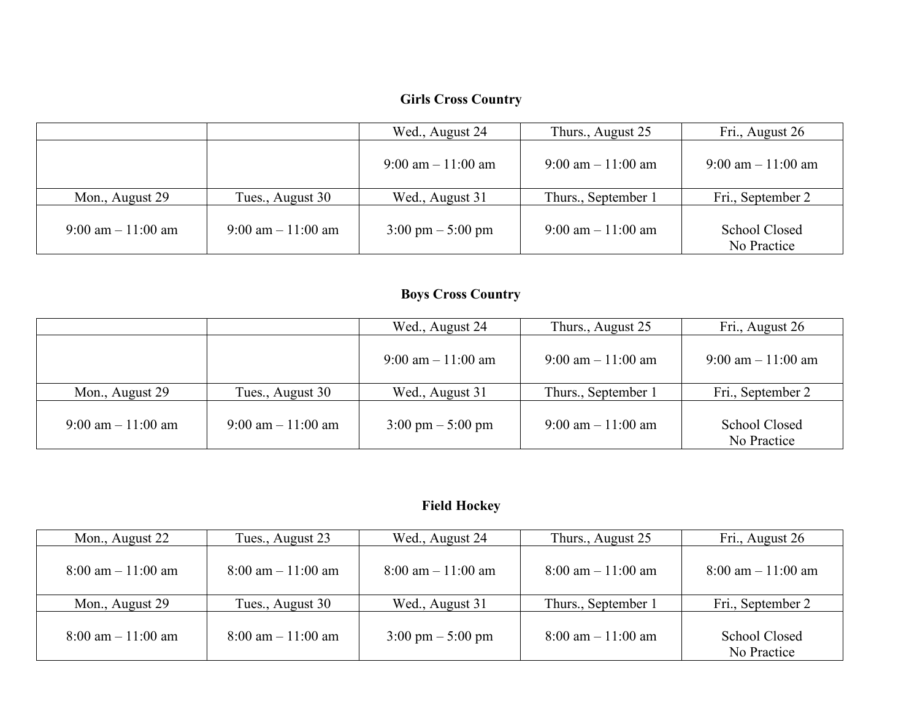**Girls Cross Country**

| | | Wed., August 24 | Thurs., August 25 | Fri., August 26 |
|---|---|---|---|---|
| | | 9:00 am – 11:00 am | 9:00 am – 11:00 am | 9:00 am – 11:00 am |
| Mon., August 29 | Tues., August 30 | Wed., August 31 | Thurs., September 1 | Fri., September 2 |
| 9:00 am – 11:00 am | 9:00 am – 11:00 am | 3:00 pm – 5:00 pm | 9:00 am – 11:00 am | School Closed<br>No Practice |

**Boys Cross Country**

| | | Wed., August 24 | Thurs., August 25 | Fri., August 26 |
|---|---|---|---|---|
| | | 9:00 am – 11:00 am | 9:00 am – 11:00 am | 9:00 am – 11:00 am |
| Mon., August 29 | Tues., August 30 | Wed., August 31 | Thurs., September 1 | Fri., September 2 |
| 9:00 am – 11:00 am | 9:00 am – 11:00 am | 3:00 pm – 5:00 pm | 9:00 am – 11:00 am | School Closed<br>No Practice |

**Field Hockey**

| Mon., August 22 | Tues., August 23 | Wed., August 24 | Thurs., August 25 | Fri., August 26 |
|---|---|---|---|---|
| 8:00 am – 11:00 am | 8:00 am – 11:00 am | 8:00 am – 11:00 am | 8:00 am – 11:00 am | 8:00 am – 11:00 am |
| Mon., August 29 | Tues., August 30 | Wed., August 31 | Thurs., September 1 | Fri., September 2 |
| 8:00 am – 11:00 am | 8:00 am – 11:00 am | 3:00 pm – 5:00 pm | 8:00 am – 11:00 am | School Closed<br>No Practice |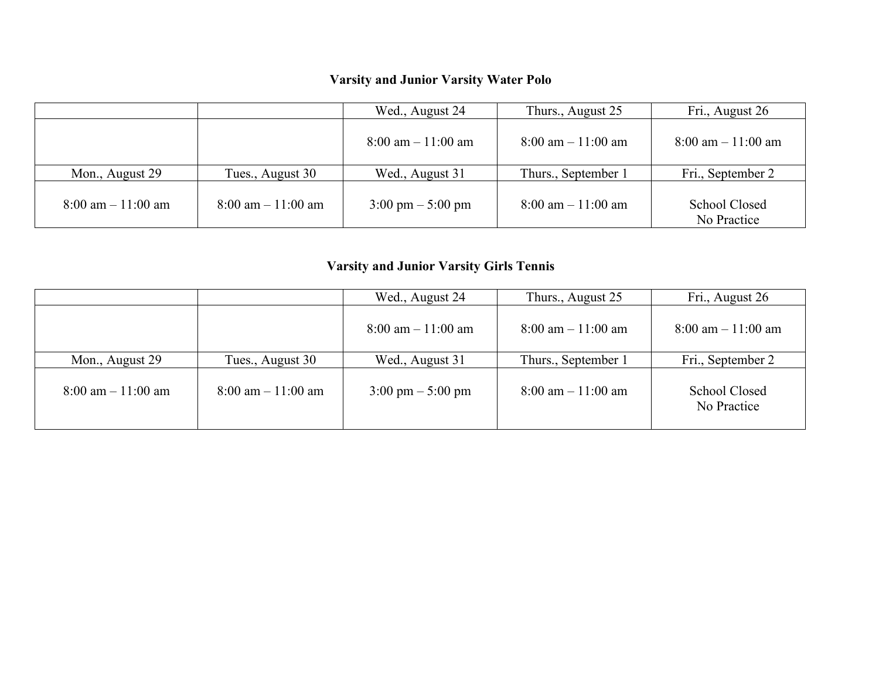**Varsity and Junior Varsity Water Polo**

| | | | | |
|---|---|---|---|---|
| | | Wed., August 24 | Thurs., August 25 | Fri., August 26 |
| | | 8:00 am – 11:00 am | 8:00 am – 11:00 am | 8:00 am – 11:00 am |
| Mon., August 29 | Tues., August 30 | Wed., August 31 | Thurs., September 1 | Fri., September 2 |
| 8:00 am – 11:00 am | 8:00 am – 11:00 am | 3:00 pm – 5:00 pm | 8:00 am – 11:00 am | School Closed<br>No Practice |

**Varsity and Junior Varsity Girls Tennis**

| | | | | |
|---|---|---|---|---|
| | | Wed., August 24 | Thurs., August 25 | Fri., August 26 |
| | | 8:00 am – 11:00 am | 8:00 am – 11:00 am | 8:00 am – 11:00 am |
| Mon., August 29 | Tues., August 30 | Wed., August 31 | Thurs., September 1 | Fri., September 2 |
| 8:00 am – 11:00 am | 8:00 am – 11:00 am | 3:00 pm – 5:00 pm | 8:00 am – 11:00 am | School Closed<br>No Practice |